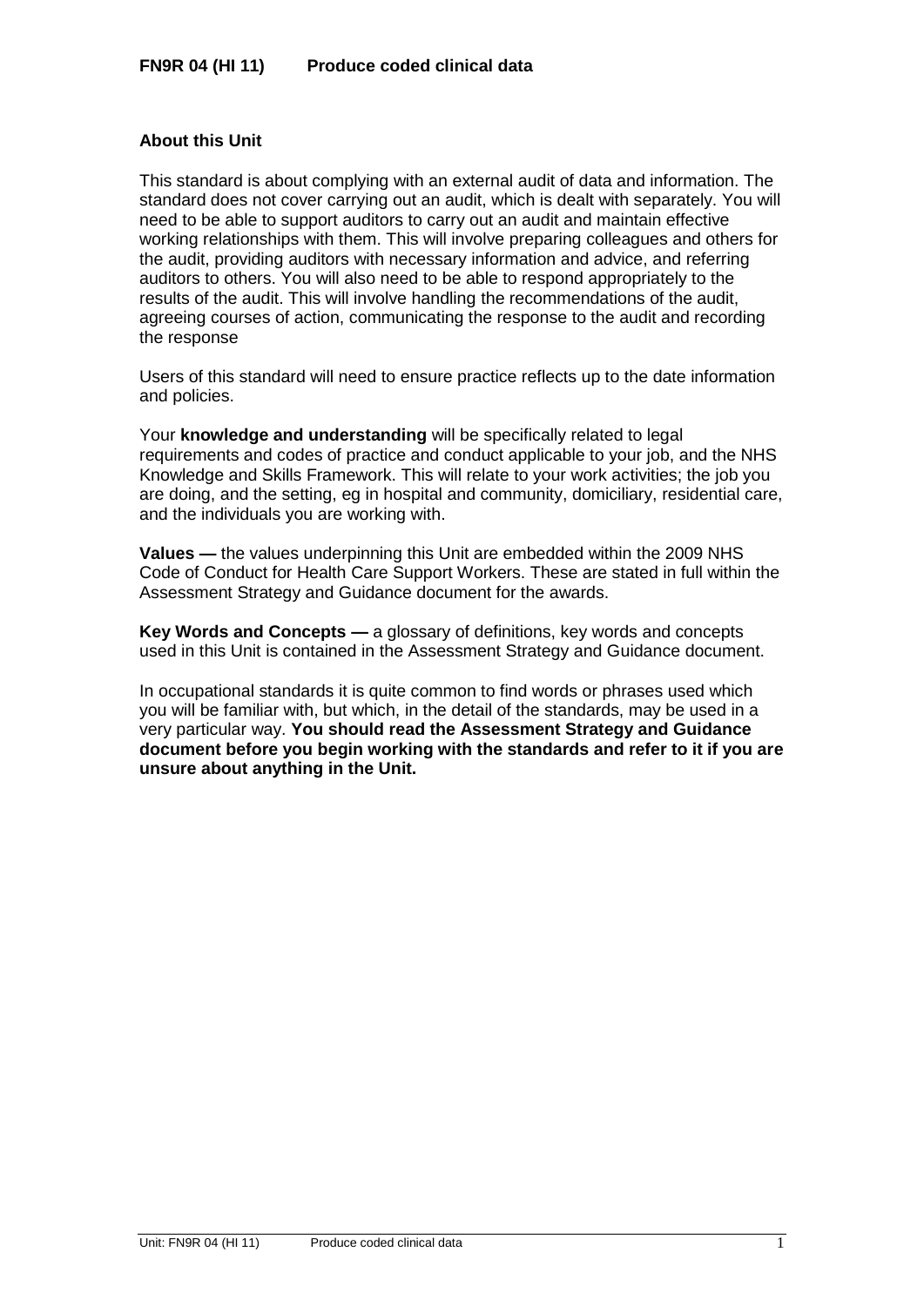# FN9R 04 (HI 11) Produce coded clinical data

## About this Unit

This standard is about complying with an external audit of data and information. The standard does not cover carrying out an audit, which is dealt with separately. You will need to be able to support auditors to carry out an audit and maintain effective working relationships with them. This will involve preparing colleagues and others for the audit, providing auditors with necessary information and advice, and referring auditors to others. You will also need to be able to respond appropriately to the results of the audit. This will involve handling the recommendations of the audit, agreeing courses of action, communicating the response to the audit and recording the response

Users of this standard will need to ensure practice reflects up to the date information and policies.

Your **knowledge and understanding** will be specifically related to legal requirements and codes of practice and conduct applicable to your job, and the NHS Knowledge and Skills Framework. This will relate to your work activities; the job you are doing, and the setting, eg in hospital and community, domiciliary, residential care, and the individuals you are working with.

**Values —** the values underpinning this Unit are embedded within the 2009 NHS Code of Conduct for Health Care Support Workers. These are stated in full within the Assessment Strategy and Guidance document for the awards.

**Key Words and Concepts —** a glossary of definitions, key words and concepts used in this Unit is contained in the Assessment Strategy and Guidance document.

In occupational standards it is quite common to find words or phrases used which you will be familiar with, but which, in the detail of the standards, may be used in a very particular way. **You should read the Assessment Strategy and Guidance document before you begin working with the standards and refer to it if you are unsure about anything in the Unit.**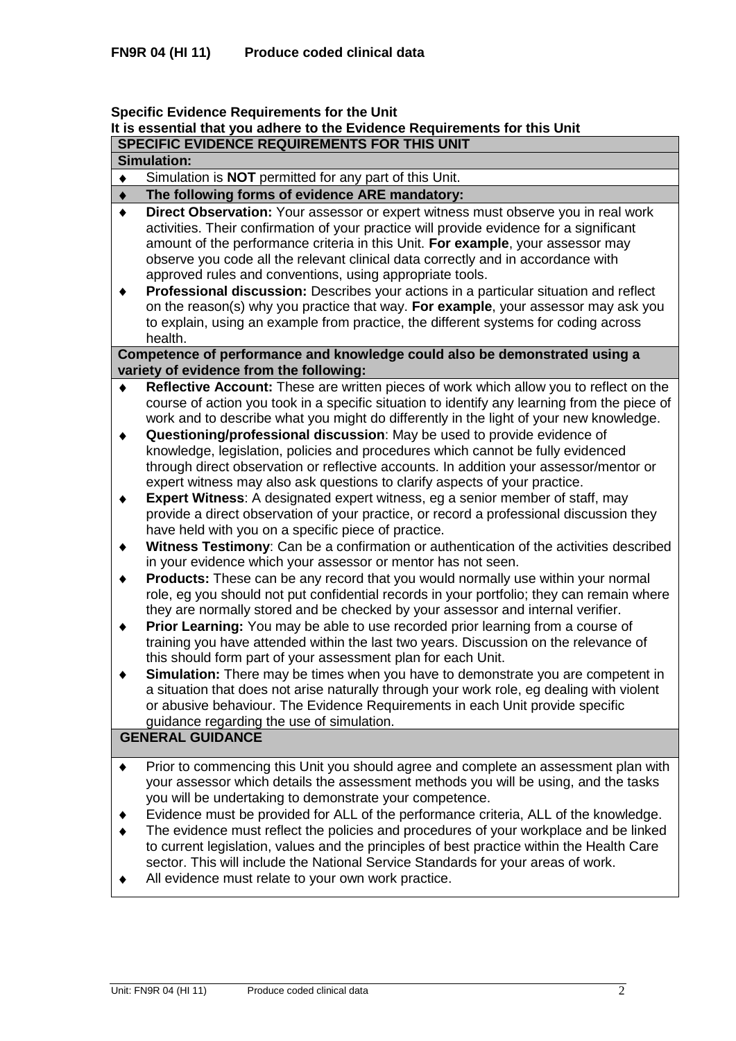**FN9R 04 (HI 11) Produce coded clinical data**

**Specific Evidence Requirements for the Unit**
**It is essential that you adhere to the Evidence Requirements for this Unit**

### SPECIFIC EVIDENCE REQUIREMENTS FOR THIS UNIT

**Simulation:**

- Simulation is **NOT** permitted for any part of this Unit.
- **The following forms of evidence ARE mandatory:**
- **Direct Observation:** Your assessor or expert witness must observe you in real work activities. Their confirmation of your practice will provide evidence for a significant amount of the performance criteria in this Unit. **For example**, your assessor may observe you code all the relevant clinical data correctly and in accordance with approved rules and conventions, using appropriate tools.
- **Professional discussion:** Describes your actions in a particular situation and reflect on the reason(s) why you practice that way. **For example**, your assessor may ask you to explain, using an example from practice, the different systems for coding across health.

**Competence of performance and knowledge could also be demonstrated using a variety of evidence from the following:**

- **Reflective Account:** These are written pieces of work which allow you to reflect on the course of action you took in a specific situation to identify any learning from the piece of work and to describe what you might do differently in the light of your new knowledge.
- **Questioning/professional discussion**: May be used to provide evidence of knowledge, legislation, policies and procedures which cannot be fully evidenced through direct observation or reflective accounts. In addition your assessor/mentor or expert witness may also ask questions to clarify aspects of your practice.
- **Expert Witness**: A designated expert witness, eg a senior member of staff, may provide a direct observation of your practice, or record a professional discussion they have held with you on a specific piece of practice.
- **Witness Testimony**: Can be a confirmation or authentication of the activities described in your evidence which your assessor or mentor has not seen.
- **Products:** These can be any record that you would normally use within your normal role, eg you should not put confidential records in your portfolio; they can remain where they are normally stored and be checked by your assessor and internal verifier.
- **Prior Learning:** You may be able to use recorded prior learning from a course of training you have attended within the last two years. Discussion on the relevance of this should form part of your assessment plan for each Unit.
- **Simulation:** There may be times when you have to demonstrate you are competent in a situation that does not arise naturally through your work role, eg dealing with violent or abusive behaviour. The Evidence Requirements in each Unit provide specific guidance regarding the use of simulation.

### GENERAL GUIDANCE

- Prior to commencing this Unit you should agree and complete an assessment plan with your assessor which details the assessment methods you will be using, and the tasks you will be undertaking to demonstrate your competence.
- Evidence must be provided for ALL of the performance criteria, ALL of the knowledge.
- The evidence must reflect the policies and procedures of your workplace and be linked to current legislation, values and the principles of best practice within the Health Care sector. This will include the National Service Standards for your areas of work.
- All evidence must relate to your own work practice.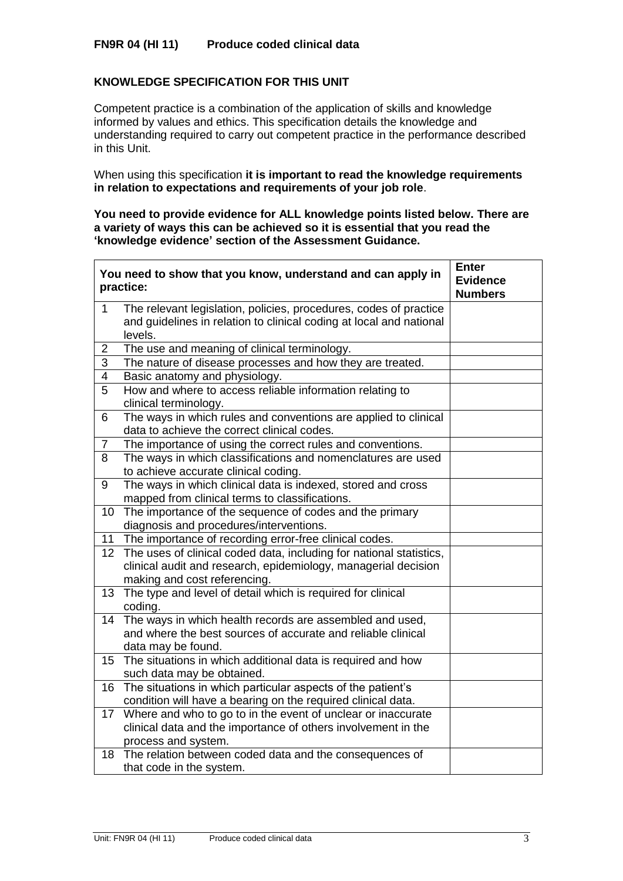**FN9R 04 (HI 11) Produce coded clinical data**

**KNOWLEDGE SPECIFICATION FOR THIS UNIT**

Competent practice is a combination of the application of skills and knowledge informed by values and ethics. This specification details the knowledge and understanding required to carry out competent practice in the performance described in this Unit.

When using this specification **it is important to read the knowledge requirements in relation to expectations and requirements of your job role**.

**You need to provide evidence for ALL knowledge points listed below. There are a variety of ways this can be achieved so it is essential that you read the 'knowledge evidence' section of the Assessment Guidance.**

| You need to show that you know, understand and can apply in practice: | | Enter Evidence Numbers |
|---|---|---|
| 1 | The relevant legislation, policies, procedures, codes of practice and guidelines in relation to clinical coding at local and national levels. | |
| 2 | The use and meaning of clinical terminology. | |
| 3 | The nature of disease processes and how they are treated. | |
| 4 | Basic anatomy and physiology. | |
| 5 | How and where to access reliable information relating to clinical terminology. | |
| 6 | The ways in which rules and conventions are applied to clinical data to achieve the correct clinical codes. | |
| 7 | The importance of using the correct rules and conventions. | |
| 8 | The ways in which classifications and nomenclatures are used to achieve accurate clinical coding. | |
| 9 | The ways in which clinical data is indexed, stored and cross mapped from clinical terms to classifications. | |
| 10 | The importance of the sequence of codes and the primary diagnosis and procedures/interventions. | |
| 11 | The importance of recording error-free clinical codes. | |
| 12 | The uses of clinical coded data, including for national statistics, clinical audit and research, epidemiology, managerial decision making and cost referencing. | |
| 13 | The type and level of detail which is required for clinical coding. | |
| 14 | The ways in which health records are assembled and used, and where the best sources of accurate and reliable clinical data may be found. | |
| 15 | The situations in which additional data is required and how such data may be obtained. | |
| 16 | The situations in which particular aspects of the patient's condition will have a bearing on the required clinical data. | |
| 17 | Where and who to go to in the event of unclear or inaccurate clinical data and the importance of others involvement in the process and system. | |
| 18 | The relation between coded data and the consequences of that code in the system. | |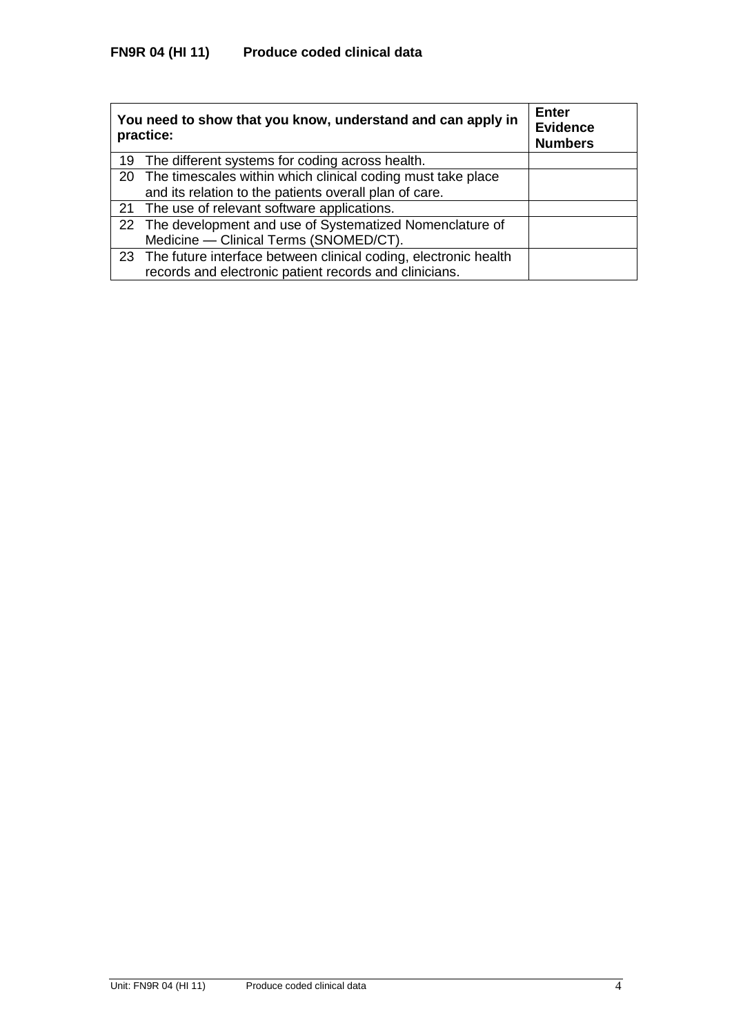**FN9R 04 (HI 11) Produce coded clinical data**

| You need to show that you know, understand and can apply in practice: | Enter Evidence Numbers |
|---|---|
| 19 The different systems for coding across health. | |
| 20 The timescales within which clinical coding must take place and its relation to the patients overall plan of care. | |
| 21 The use of relevant software applications. | |
| 22 The development and use of Systematized Nomenclature of Medicine — Clinical Terms (SNOMED/CT). | |
| 23 The future interface between clinical coding, electronic health records and electronic patient records and clinicians. | |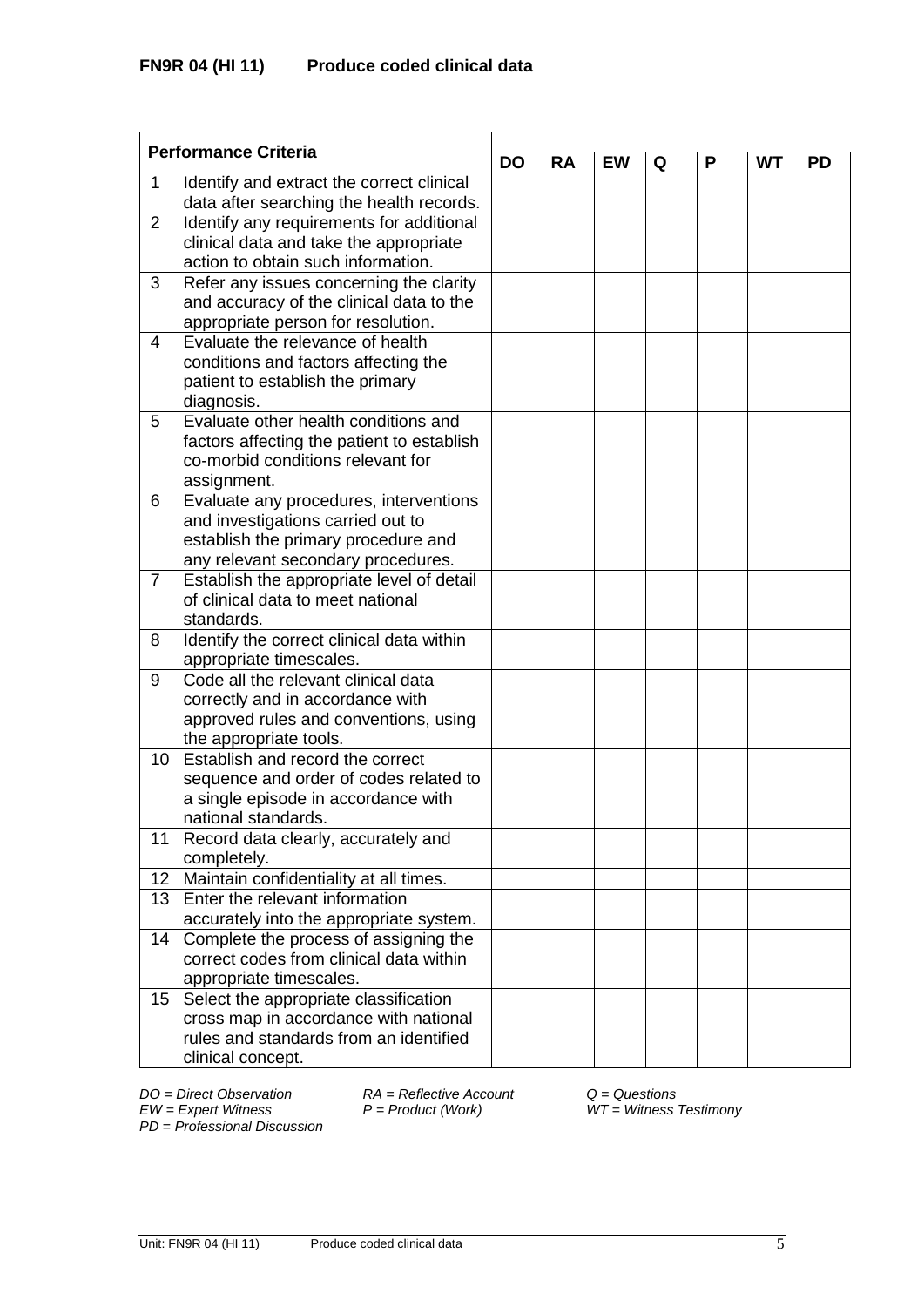**FN9R 04 (HI 11) Produce coded clinical data**

| Performance Criteria | | DO | RA | EW | Q | P | WT | PD |
|---|---|---|---|---|---|---|---|---|
| 1 | Identify and extract the correct clinical data after searching the health records. | | | | | | | |
| 2 | Identify any requirements for additional clinical data and take the appropriate action to obtain such information. | | | | | | | |
| 3 | Refer any issues concerning the clarity and accuracy of the clinical data to the appropriate person for resolution. | | | | | | | |
| 4 | Evaluate the relevance of health conditions and factors affecting the patient to establish the primary diagnosis. | | | | | | | |
| 5 | Evaluate other health conditions and factors affecting the patient to establish co-morbid conditions relevant for assignment. | | | | | | | |
| 6 | Evaluate any procedures, interventions and investigations carried out to establish the primary procedure and any relevant secondary procedures. | | | | | | | |
| 7 | Establish the appropriate level of detail of clinical data to meet national standards. | | | | | | | |
| 8 | Identify the correct clinical data within appropriate timescales. | | | | | | | |
| 9 | Code all the relevant clinical data correctly and in accordance with approved rules and conventions, using the appropriate tools. | | | | | | | |
| 10 | Establish and record the correct sequence and order of codes related to a single episode in accordance with national standards. | | | | | | | |
| 11 | Record data clearly, accurately and completely. | | | | | | | |
| 12 | Maintain confidentiality at all times. | | | | | | | |
| 13 | Enter the relevant information accurately into the appropriate system. | | | | | | | |
| 14 | Complete the process of assigning the correct codes from clinical data within appropriate timescales. | | | | | | | |
| 15 | Select the appropriate classification cross map in accordance with national rules and standards from an identified clinical concept. | | | | | | | |

*DO = Direct Observation* *RA = Reflective Account* *Q = Questions*
*EW = Expert Witness* *P = Product (Work)* *WT = Witness Testimony*
*PD = Professional Discussion*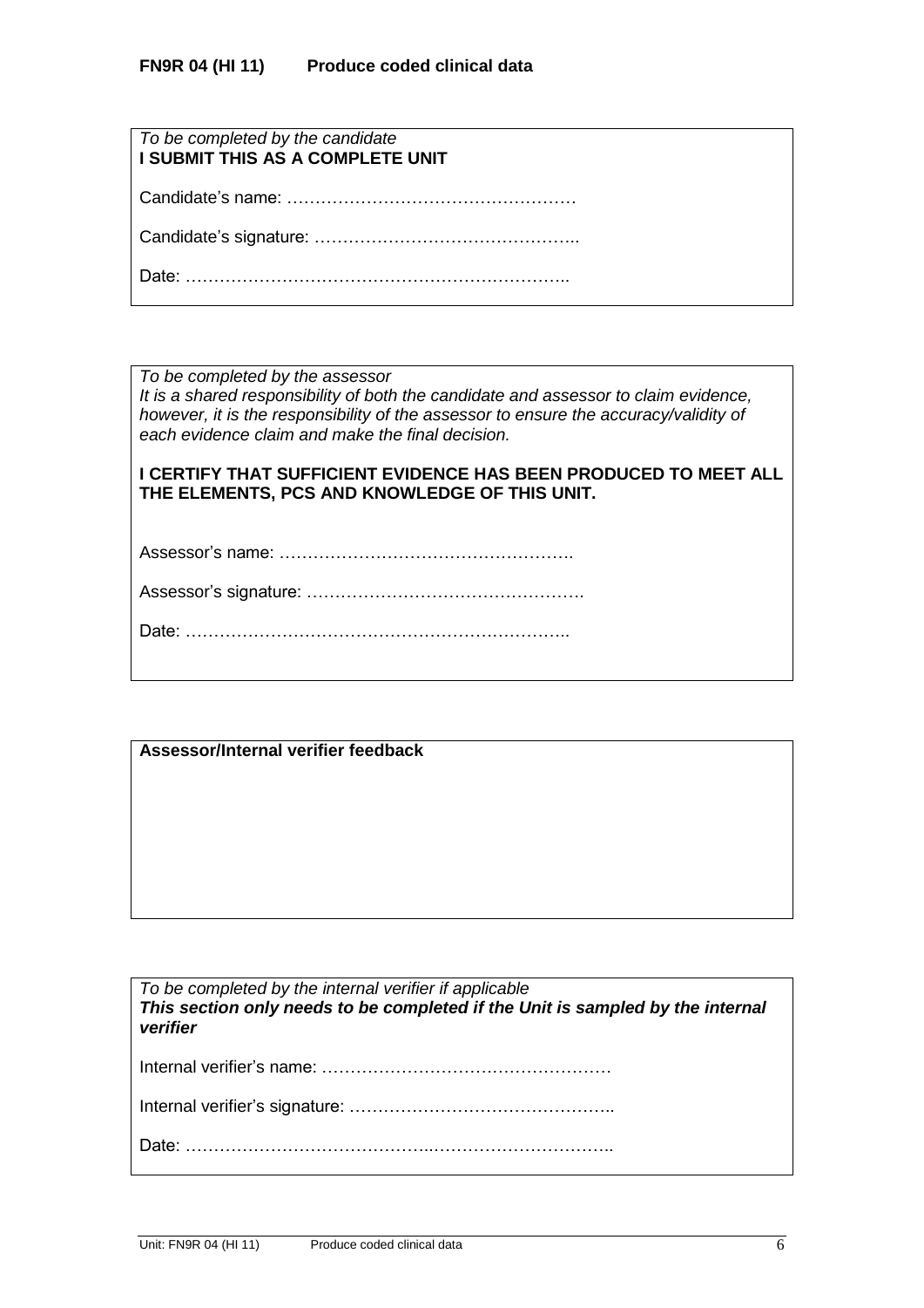*To be completed by the candidate*
**I SUBMIT THIS AS A COMPLETE UNIT**

Candidate's name: ……………………………………………

Candidate's signature: ………………………………………..

Date: …………………………………………………………..

*To be completed by the assessor*
*It is a shared responsibility of both the candidate and assessor to claim evidence, however, it is the responsibility of the assessor to ensure the accuracy/validity of each evidence claim and make the final decision.*

**I CERTIFY THAT SUFFICIENT EVIDENCE HAS BEEN PRODUCED TO MEET ALL THE ELEMENTS, PCS AND KNOWLEDGE OF THIS UNIT.**

Assessor's name: …………………………………………….

Assessor's signature: ………………………………………….

Date: …………………………………………………………..

**Assessor/Internal verifier feedback**

*To be completed by the internal verifier if applicable*
***This section only needs to be completed if the Unit is sampled by the internal verifier***

Internal verifier's name: ……………………………………………

Internal verifier's signature: ………………………………………..

Date: …………………………………..…………………………..